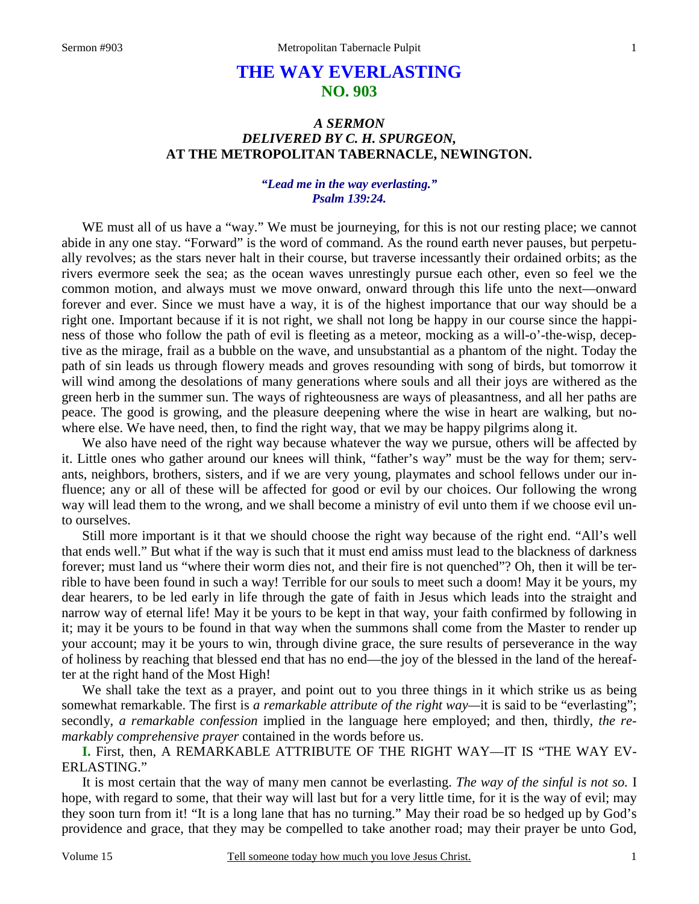# THE WAY EVERLASTING
## NO. 903

### *A SERMON DELIVERED BY C. H. SPURGEON,* AT THE METROPOLITAN TABERNACLE, NEWINGTON.

***"Lead me in the way everlasting." Psalm 139:24.***

WE must all of us have a "way." We must be journeying, for this is not our resting place; we cannot abide in any one stay. "Forward" is the word of command. As the round earth never pauses, but perpetually revolves; as the stars never halt in their course, but traverse incessantly their ordained orbits; as the rivers evermore seek the sea; as the ocean waves unrestingly pursue each other, even so feel we the common motion, and always must we move onward, onward through this life unto the next—onward forever and ever. Since we must have a way, it is of the highest importance that our way should be a right one. Important because if it is not right, we shall not long be happy in our course since the happiness of those who follow the path of evil is fleeting as a meteor, mocking as a will-o'-the-wisp, deceptive as the mirage, frail as a bubble on the wave, and unsubstantial as a phantom of the night. Today the path of sin leads us through flowery meads and groves resounding with song of birds, but tomorrow it will wind among the desolations of many generations where souls and all their joys are withered as the green herb in the summer sun. The ways of righteousness are ways of pleasantness, and all her paths are peace. The good is growing, and the pleasure deepening where the wise in heart are walking, but nowhere else. We have need, then, to find the right way, that we may be happy pilgrims along it.

We also have need of the right way because whatever the way we pursue, others will be affected by it. Little ones who gather around our knees will think, "father's way" must be the way for them; servants, neighbors, brothers, sisters, and if we are very young, playmates and school fellows under our influence; any or all of these will be affected for good or evil by our choices. Our following the wrong way will lead them to the wrong, and we shall become a ministry of evil unto them if we choose evil unto ourselves.

Still more important is it that we should choose the right way because of the right end. "All's well that ends well." But what if the way is such that it must end amiss must lead to the blackness of darkness forever; must land us "where their worm dies not, and their fire is not quenched"? Oh, then it will be terrible to have been found in such a way! Terrible for our souls to meet such a doom! May it be yours, my dear hearers, to be led early in life through the gate of faith in Jesus which leads into the straight and narrow way of eternal life! May it be yours to be kept in that way, your faith confirmed by following in it; may it be yours to be found in that way when the summons shall come from the Master to render up your account; may it be yours to win, through divine grace, the sure results of perseverance in the way of holiness by reaching that blessed end that has no end—the joy of the blessed in the land of the hereafter at the right hand of the Most High!

We shall take the text as a prayer, and point out to you three things in it which strike us as being somewhat remarkable. The first is *a remarkable attribute of the right way*—it is said to be "everlasting"; secondly, *a remarkable confession* implied in the language here employed; and then, thirdly, *the remarkably comprehensive prayer* contained in the words before us.

**I.** First, then, A REMARKABLE ATTRIBUTE OF THE RIGHT WAY—IT IS "THE WAY EVERLASTING."

It is most certain that the way of many men cannot be everlasting. *The way of the sinful is not so.* I hope, with regard to some, that their way will last but for a very little time, for it is the way of evil; may they soon turn from it! "It is a long lane that has no turning." May their road be so hedged up by God's providence and grace, that they may be compelled to take another road; may their prayer be unto God,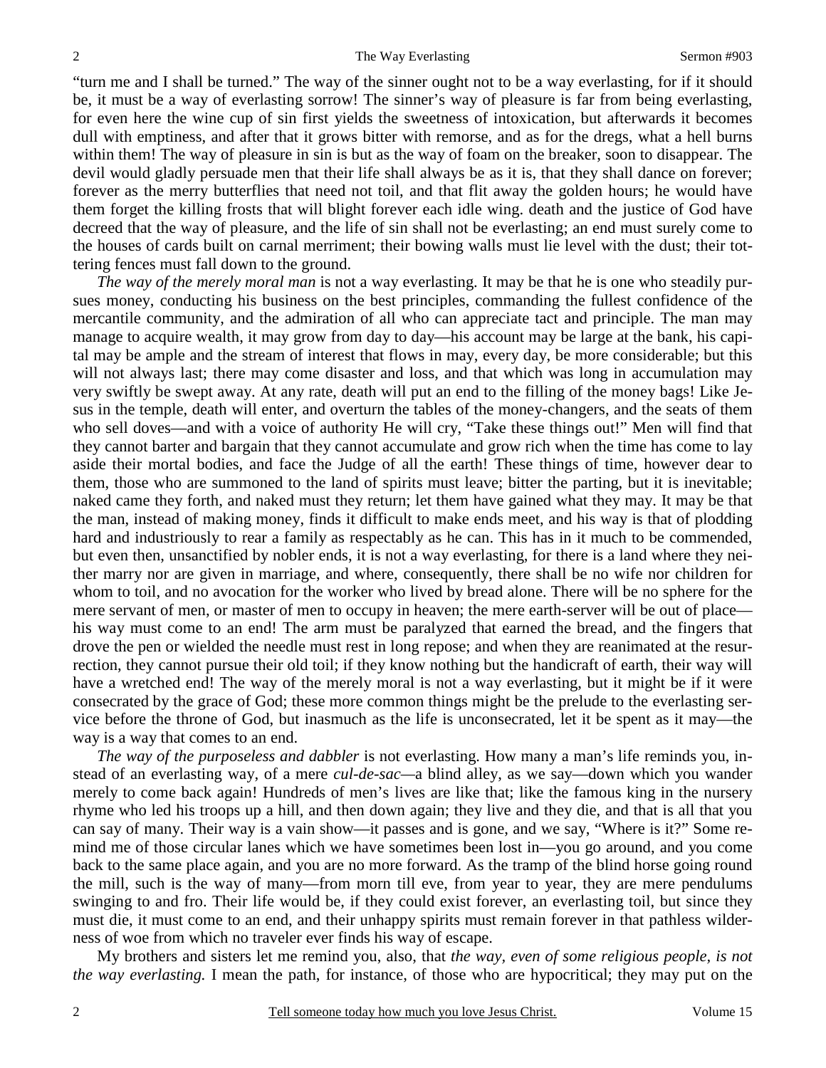"turn me and I shall be turned." The way of the sinner ought not to be a way everlasting, for if it should be, it must be a way of everlasting sorrow! The sinner's way of pleasure is far from being everlasting, for even here the wine cup of sin first yields the sweetness of intoxication, but afterwards it becomes dull with emptiness, and after that it grows bitter with remorse, and as for the dregs, what a hell burns within them! The way of pleasure in sin is but as the way of foam on the breaker, soon to disappear. The devil would gladly persuade men that their life shall always be as it is, that they shall dance on forever; forever as the merry butterflies that need not toil, and that flit away the golden hours; he would have them forget the killing frosts that will blight forever each idle wing. death and the justice of God have decreed that the way of pleasure, and the life of sin shall not be everlasting; an end must surely come to the houses of cards built on carnal merriment; their bowing walls must lie level with the dust; their tottering fences must fall down to the ground.

*The way of the merely moral man* is not a way everlasting. It may be that he is one who steadily pursues money, conducting his business on the best principles, commanding the fullest confidence of the mercantile community, and the admiration of all who can appreciate tact and principle. The man may manage to acquire wealth, it may grow from day to day—his account may be large at the bank, his capital may be ample and the stream of interest that flows in may, every day, be more considerable; but this will not always last; there may come disaster and loss, and that which was long in accumulation may very swiftly be swept away. At any rate, death will put an end to the filling of the money bags! Like Jesus in the temple, death will enter, and overturn the tables of the money-changers, and the seats of them who sell doves—and with a voice of authority He will cry, "Take these things out!" Men will find that they cannot barter and bargain that they cannot accumulate and grow rich when the time has come to lay aside their mortal bodies, and face the Judge of all the earth! These things of time, however dear to them, those who are summoned to the land of spirits must leave; bitter the parting, but it is inevitable; naked came they forth, and naked must they return; let them have gained what they may. It may be that the man, instead of making money, finds it difficult to make ends meet, and his way is that of plodding hard and industriously to rear a family as respectably as he can. This has in it much to be commended, but even then, unsanctified by nobler ends, it is not a way everlasting, for there is a land where they neither marry nor are given in marriage, and where, consequently, there shall be no wife nor children for whom to toil, and no avocation for the worker who lived by bread alone. There will be no sphere for the mere servant of men, or master of men to occupy in heaven; the mere earth-server will be out of place—his way must come to an end! The arm must be paralyzed that earned the bread, and the fingers that drove the pen or wielded the needle must rest in long repose; and when they are reanimated at the resurrection, they cannot pursue their old toil; if they know nothing but the handicraft of earth, their way will have a wretched end! The way of the merely moral is not a way everlasting, but it might be if it were consecrated by the grace of God; these more common things might be the prelude to the everlasting service before the throne of God, but inasmuch as the life is unconsecrated, let it be spent as it may—the way is a way that comes to an end.

*The way of the purposeless and dabbler* is not everlasting. How many a man's life reminds you, instead of an everlasting way, of a mere *cul-de-sac*—a blind alley, as we say—down which you wander merely to come back again! Hundreds of men's lives are like that; like the famous king in the nursery rhyme who led his troops up a hill, and then down again; they live and they die, and that is all that you can say of many. Their way is a vain show—it passes and is gone, and we say, "Where is it?" Some remind me of those circular lanes which we have sometimes been lost in—you go around, and you come back to the same place again, and you are no more forward. As the tramp of the blind horse going round the mill, such is the way of many—from morn till eve, from year to year, they are mere pendulums swinging to and fro. Their life would be, if they could exist forever, an everlasting toil, but since they must die, it must come to an end, and their unhappy spirits must remain forever in that pathless wilderness of woe from which no traveler ever finds his way of escape.

My brothers and sisters let me remind you, also, that *the way, even of some religious people, is not the way everlasting.* I mean the path, for instance, of those who are hypocritical; they may put on the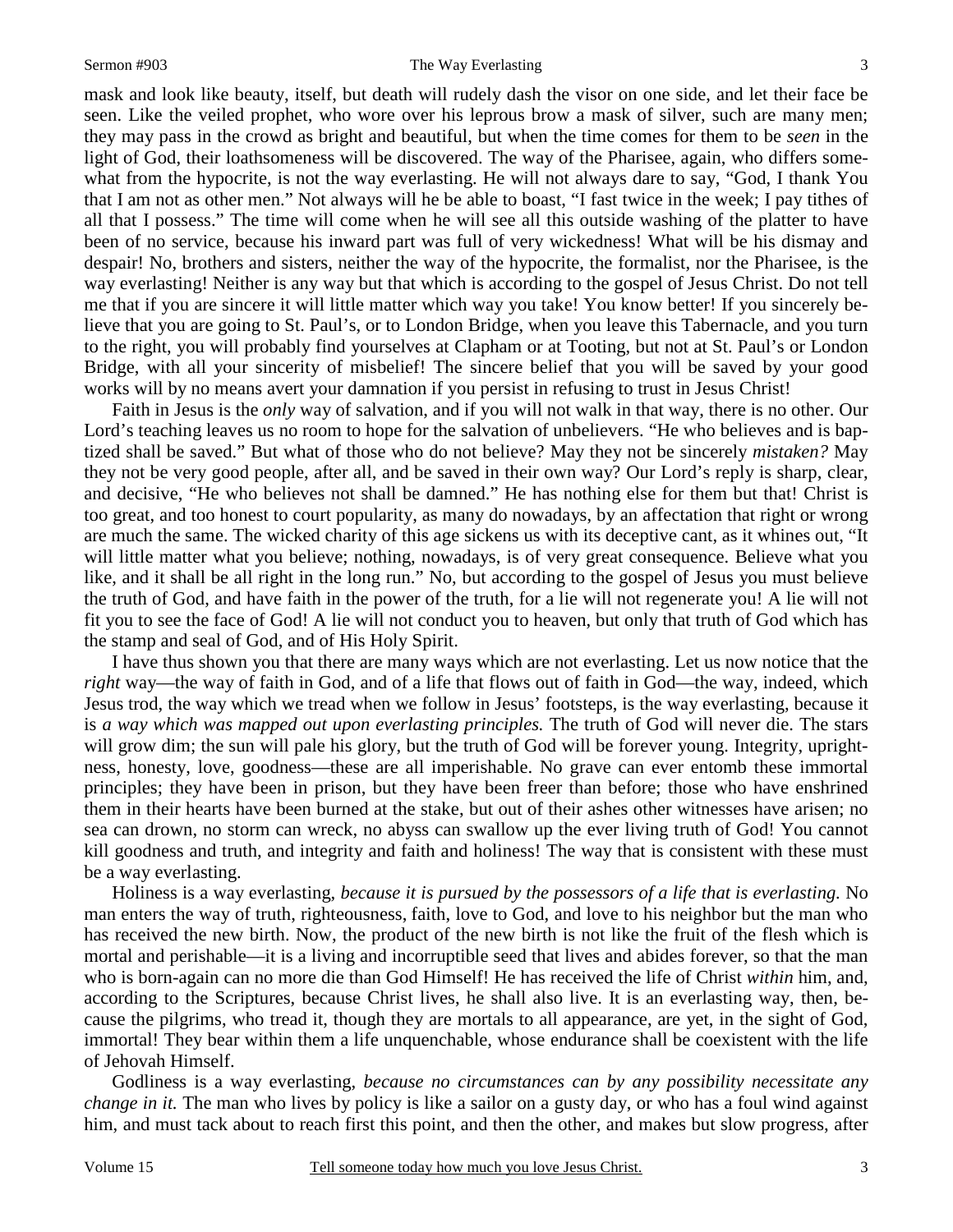mask and look like beauty, itself, but death will rudely dash the visor on one side, and let their face be seen. Like the veiled prophet, who wore over his leprous brow a mask of silver, such are many men; they may pass in the crowd as bright and beautiful, but when the time comes for them to be *seen* in the light of God, their loathsomeness will be discovered. The way of the Pharisee, again, who differs somewhat from the hypocrite, is not the way everlasting. He will not always dare to say, "God, I thank You that I am not as other men." Not always will he be able to boast, "I fast twice in the week; I pay tithes of all that I possess." The time will come when he will see all this outside washing of the platter to have been of no service, because his inward part was full of very wickedness! What will be his dismay and despair! No, brothers and sisters, neither the way of the hypocrite, the formalist, nor the Pharisee, is the way everlasting! Neither is any way but that which is according to the gospel of Jesus Christ. Do not tell me that if you are sincere it will little matter which way you take! You know better! If you sincerely believe that you are going to St. Paul's, or to London Bridge, when you leave this Tabernacle, and you turn to the right, you will probably find yourselves at Clapham or at Tooting, but not at St. Paul's or London Bridge, with all your sincerity of misbelief! The sincere belief that you will be saved by your good works will by no means avert your damnation if you persist in refusing to trust in Jesus Christ!

Faith in Jesus is the *only* way of salvation, and if you will not walk in that way, there is no other. Our Lord's teaching leaves us no room to hope for the salvation of unbelievers. "He who believes and is baptized shall be saved." But what of those who do not believe? May they not be sincerely *mistaken?* May they not be very good people, after all, and be saved in their own way? Our Lord's reply is sharp, clear, and decisive, "He who believes not shall be damned." He has nothing else for them but that! Christ is too great, and too honest to court popularity, as many do nowadays, by an affectation that right or wrong are much the same. The wicked charity of this age sickens us with its deceptive cant, as it whines out, "It will little matter what you believe; nothing, nowadays, is of very great consequence. Believe what you like, and it shall be all right in the long run." No, but according to the gospel of Jesus you must believe the truth of God, and have faith in the power of the truth, for a lie will not regenerate you! A lie will not fit you to see the face of God! A lie will not conduct you to heaven, but only that truth of God which has the stamp and seal of God, and of His Holy Spirit.

I have thus shown you that there are many ways which are not everlasting. Let us now notice that the *right* way—the way of faith in God, and of a life that flows out of faith in God—the way, indeed, which Jesus trod, the way which we tread when we follow in Jesus' footsteps, is the way everlasting, because it is *a way which was mapped out upon everlasting principles.* The truth of God will never die. The stars will grow dim; the sun will pale his glory, but the truth of God will be forever young. Integrity, uprightness, honesty, love, goodness—these are all imperishable. No grave can ever entomb these immortal principles; they have been in prison, but they have been freer than before; those who have enshrined them in their hearts have been burned at the stake, but out of their ashes other witnesses have arisen; no sea can drown, no storm can wreck, no abyss can swallow up the ever living truth of God! You cannot kill goodness and truth, and integrity and faith and holiness! The way that is consistent with these must be a way everlasting.

Holiness is a way everlasting, *because it is pursued by the possessors of a life that is everlasting.* No man enters the way of truth, righteousness, faith, love to God, and love to his neighbor but the man who has received the new birth. Now, the product of the new birth is not like the fruit of the flesh which is mortal and perishable—it is a living and incorruptible seed that lives and abides forever, so that the man who is born-again can no more die than God Himself! He has received the life of Christ *within* him, and, according to the Scriptures, because Christ lives, he shall also live. It is an everlasting way, then, because the pilgrims, who tread it, though they are mortals to all appearance, are yet, in the sight of God, immortal! They bear within them a life unquenchable, whose endurance shall be coexistent with the life of Jehovah Himself.

Godliness is a way everlasting, *because no circumstances can by any possibility necessitate any change in it.* The man who lives by policy is like a sailor on a gusty day, or who has a foul wind against him, and must tack about to reach first this point, and then the other, and makes but slow progress, after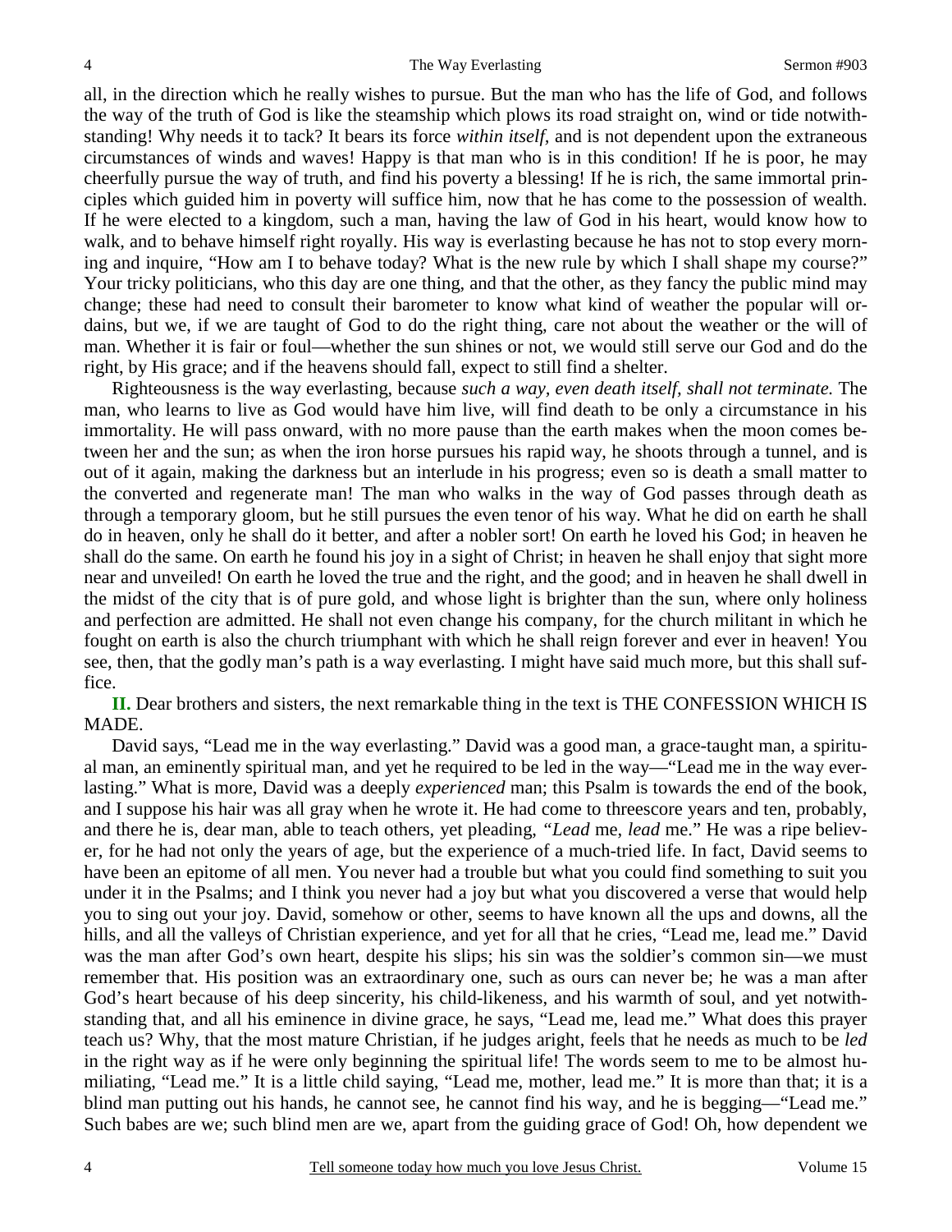all, in the direction which he really wishes to pursue. But the man who has the life of God, and follows the way of the truth of God is like the steamship which plows its road straight on, wind or tide notwithstanding! Why needs it to tack? It bears its force *within itself,* and is not dependent upon the extraneous circumstances of winds and waves! Happy is that man who is in this condition! If he is poor, he may cheerfully pursue the way of truth, and find his poverty a blessing! If he is rich, the same immortal principles which guided him in poverty will suffice him, now that he has come to the possession of wealth. If he were elected to a kingdom, such a man, having the law of God in his heart, would know how to walk, and to behave himself right royally. His way is everlasting because he has not to stop every morning and inquire, "How am I to behave today? What is the new rule by which I shall shape my course?" Your tricky politicians, who this day are one thing, and that the other, as they fancy the public mind may change; these had need to consult their barometer to know what kind of weather the popular will ordains, but we, if we are taught of God to do the right thing, care not about the weather or the will of man. Whether it is fair or foul—whether the sun shines or not, we would still serve our God and do the right, by His grace; and if the heavens should fall, expect to still find a shelter.

Righteousness is the way everlasting, because *such a way, even death itself, shall not terminate.* The man, who learns to live as God would have him live, will find death to be only a circumstance in his immortality. He will pass onward, with no more pause than the earth makes when the moon comes between her and the sun; as when the iron horse pursues his rapid way, he shoots through a tunnel, and is out of it again, making the darkness but an interlude in his progress; even so is death a small matter to the converted and regenerate man! The man who walks in the way of God passes through death as through a temporary gloom, but he still pursues the even tenor of his way. What he did on earth he shall do in heaven, only he shall do it better, and after a nobler sort! On earth he loved his God; in heaven he shall do the same. On earth he found his joy in a sight of Christ; in heaven he shall enjoy that sight more near and unveiled! On earth he loved the true and the right, and the good; and in heaven he shall dwell in the midst of the city that is of pure gold, and whose light is brighter than the sun, where only holiness and perfection are admitted. He shall not even change his company, for the church militant in which he fought on earth is also the church triumphant with which he shall reign forever and ever in heaven! You see, then, that the godly man's path is a way everlasting. I might have said much more, but this shall suffice.

**II.** Dear brothers and sisters, the next remarkable thing in the text is THE CONFESSION WHICH IS MADE.

David says, "Lead me in the way everlasting." David was a good man, a grace-taught man, a spiritual man, an eminently spiritual man, and yet he required to be led in the way—"Lead me in the way everlasting." What is more, David was a deeply *experienced* man; this Psalm is towards the end of the book, and I suppose his hair was all gray when he wrote it. He had come to threescore years and ten, probably, and there he is, dear man, able to teach others, yet pleading, *"Lead* me, *lead* me." He was a ripe believer, for he had not only the years of age, but the experience of a much-tried life. In fact, David seems to have been an epitome of all men. You never had a trouble but what you could find something to suit you under it in the Psalms; and I think you never had a joy but what you discovered a verse that would help you to sing out your joy. David, somehow or other, seems to have known all the ups and downs, all the hills, and all the valleys of Christian experience, and yet for all that he cries, "Lead me, lead me." David was the man after God's own heart, despite his slips; his sin was the soldier's common sin—we must remember that. His position was an extraordinary one, such as ours can never be; he was a man after God's heart because of his deep sincerity, his child-likeness, and his warmth of soul, and yet notwithstanding that, and all his eminence in divine grace, he says, "Lead me, lead me." What does this prayer teach us? Why, that the most mature Christian, if he judges aright, feels that he needs as much to be *led* in the right way as if he were only beginning the spiritual life! The words seem to me to be almost humiliating, "Lead me." It is a little child saying, "Lead me, mother, lead me." It is more than that; it is a blind man putting out his hands, he cannot see, he cannot find his way, and he is begging—"Lead me." Such babes are we; such blind men are we, apart from the guiding grace of God! Oh, how dependent we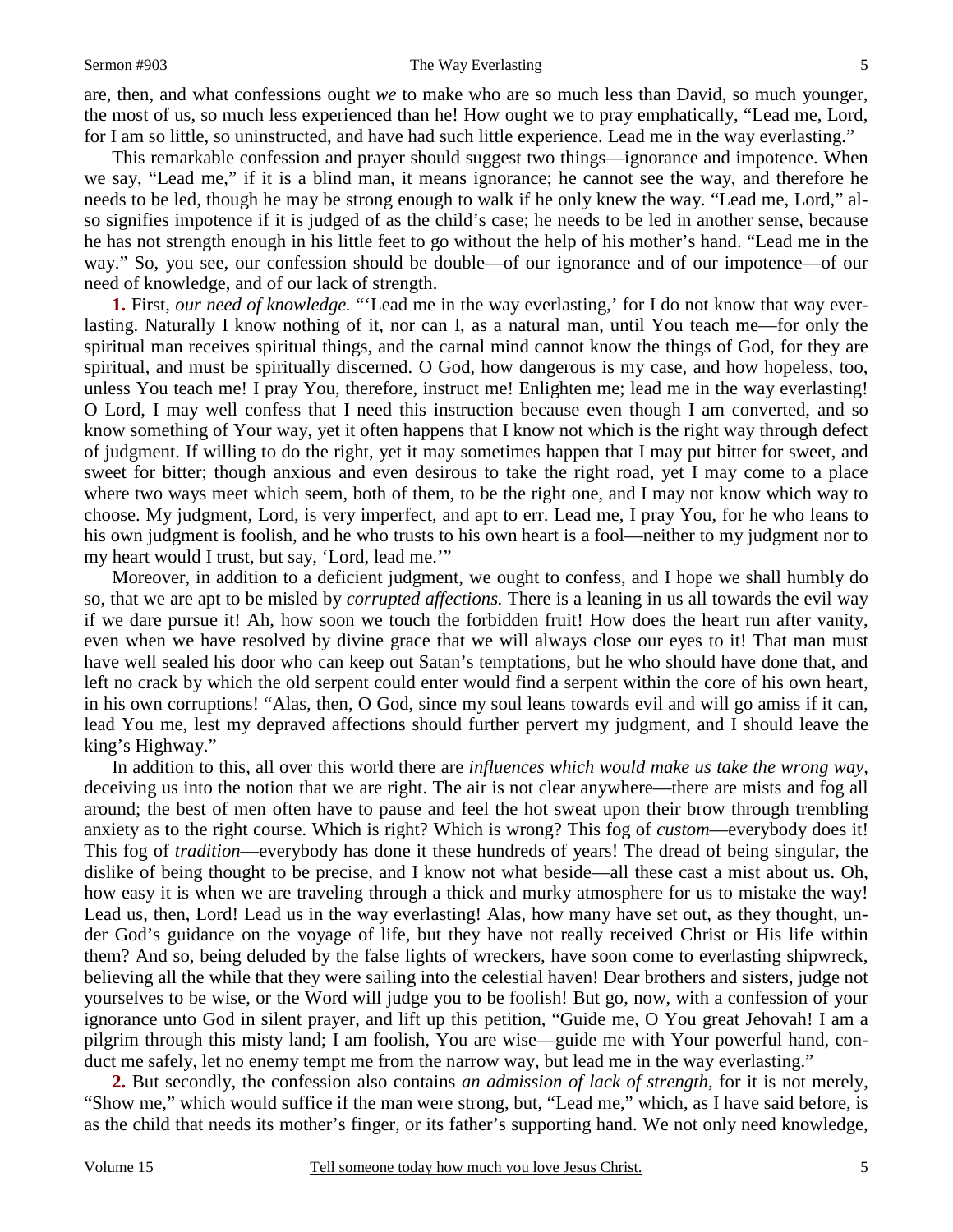are, then, and what confessions ought *we* to make who are so much less than David, so much younger, the most of us, so much less experienced than he! How ought we to pray emphatically, "Lead me, Lord, for I am so little, so uninstructed, and have had such little experience. Lead me in the way everlasting."

This remarkable confession and prayer should suggest two things—ignorance and impotence. When we say, "Lead me," if it is a blind man, it means ignorance; he cannot see the way, and therefore he needs to be led, though he may be strong enough to walk if he only knew the way. "Lead me, Lord," also signifies impotence if it is judged of as the child's case; he needs to be led in another sense, because he has not strength enough in his little feet to go without the help of his mother's hand. "Lead me in the way." So, you see, our confession should be double—of our ignorance and of our impotence—of our need of knowledge, and of our lack of strength.

**1.** First, *our need of knowledge.* "'Lead me in the way everlasting,' for I do not know that way everlasting. Naturally I know nothing of it, nor can I, as a natural man, until You teach me—for only the spiritual man receives spiritual things, and the carnal mind cannot know the things of God, for they are spiritual, and must be spiritually discerned. O God, how dangerous is my case, and how hopeless, too, unless You teach me! I pray You, therefore, instruct me! Enlighten me; lead me in the way everlasting! O Lord, I may well confess that I need this instruction because even though I am converted, and so know something of Your way, yet it often happens that I know not which is the right way through defect of judgment. If willing to do the right, yet it may sometimes happen that I may put bitter for sweet, and sweet for bitter; though anxious and even desirous to take the right road, yet I may come to a place where two ways meet which seem, both of them, to be the right one, and I may not know which way to choose. My judgment, Lord, is very imperfect, and apt to err. Lead me, I pray You, for he who leans to his own judgment is foolish, and he who trusts to his own heart is a fool—neither to my judgment nor to my heart would I trust, but say, 'Lord, lead me.'"

Moreover, in addition to a deficient judgment, we ought to confess, and I hope we shall humbly do so, that we are apt to be misled by *corrupted affections.* There is a leaning in us all towards the evil way if we dare pursue it! Ah, how soon we touch the forbidden fruit! How does the heart run after vanity, even when we have resolved by divine grace that we will always close our eyes to it! That man must have well sealed his door who can keep out Satan's temptations, but he who should have done that, and left no crack by which the old serpent could enter would find a serpent within the core of his own heart, in his own corruptions! "Alas, then, O God, since my soul leans towards evil and will go amiss if it can, lead You me, lest my depraved affections should further pervert my judgment, and I should leave the king's Highway."

In addition to this, all over this world there are *influences which would make us take the wrong way,* deceiving us into the notion that we are right. The air is not clear anywhere—there are mists and fog all around; the best of men often have to pause and feel the hot sweat upon their brow through trembling anxiety as to the right course. Which is right? Which is wrong? This fog of *custom*—everybody does it! This fog of *tradition*—everybody has done it these hundreds of years! The dread of being singular, the dislike of being thought to be precise, and I know not what beside—all these cast a mist about us. Oh, how easy it is when we are traveling through a thick and murky atmosphere for us to mistake the way! Lead us, then, Lord! Lead us in the way everlasting! Alas, how many have set out, as they thought, under God's guidance on the voyage of life, but they have not really received Christ or His life within them? And so, being deluded by the false lights of wreckers, have soon come to everlasting shipwreck, believing all the while that they were sailing into the celestial haven! Dear brothers and sisters, judge not yourselves to be wise, or the Word will judge you to be foolish! But go, now, with a confession of your ignorance unto God in silent prayer, and lift up this petition, "Guide me, O You great Jehovah! I am a pilgrim through this misty land; I am foolish, You are wise—guide me with Your powerful hand, conduct me safely, let no enemy tempt me from the narrow way, but lead me in the way everlasting."

**2.** But secondly, the confession also contains *an admission of lack of strength,* for it is not merely, "Show me," which would suffice if the man were strong, but, "Lead me," which, as I have said before, is as the child that needs its mother's finger, or its father's supporting hand. We not only need knowledge,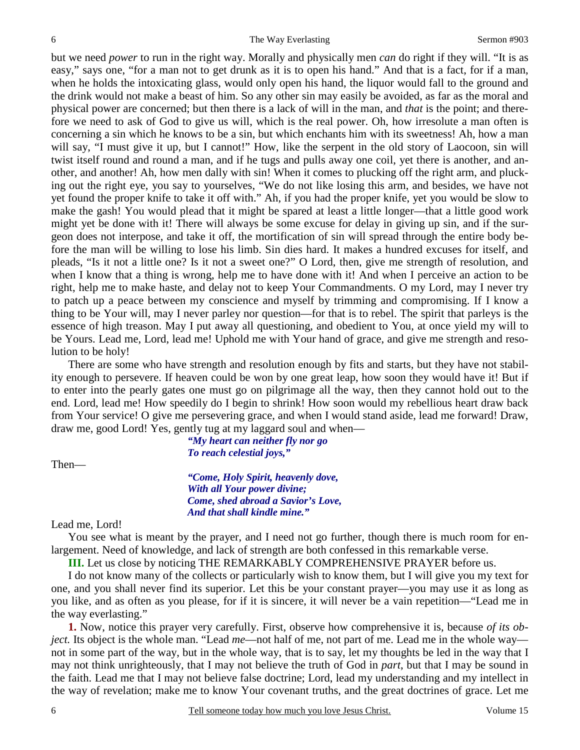but we need *power* to run in the right way. Morally and physically men *can* do right if they will. "It is as easy," says one, "for a man not to get drunk as it is to open his hand." And that is a fact, for if a man, when he holds the intoxicating glass, would only open his hand, the liquor would fall to the ground and the drink would not make a beast of him. So any other sin may easily be avoided, as far as the moral and physical power are concerned; but then there is a lack of will in the man, and *that* is the point; and therefore we need to ask of God to give us will, which is the real power. Oh, how irresolute a man often is concerning a sin which he knows to be a sin, but which enchants him with its sweetness! Ah, how a man will say, "I must give it up, but I cannot!" How, like the serpent in the old story of Laocoon, sin will twist itself round and round a man, and if he tugs and pulls away one coil, yet there is another, and another, and another! Ah, how men dally with sin! When it comes to plucking off the right arm, and plucking out the right eye, you say to yourselves, "We do not like losing this arm, and besides, we have not yet found the proper knife to take it off with." Ah, if you had the proper knife, yet you would be slow to make the gash! You would plead that it might be spared at least a little longer—that a little good work might yet be done with it! There will always be some excuse for delay in giving up sin, and if the surgeon does not interpose, and take it off, the mortification of sin will spread through the entire body before the man will be willing to lose his limb. Sin dies hard. It makes a hundred excuses for itself, and pleads, "Is it not a little one? Is it not a sweet one?" O Lord, then, give me strength of resolution, and when I know that a thing is wrong, help me to have done with it! And when I perceive an action to be right, help me to make haste, and delay not to keep Your Commandments. O my Lord, may I never try to patch up a peace between my conscience and myself by trimming and compromising. If I know a thing to be Your will, may I never parley nor question—for that is to rebel. The spirit that parleys is the essence of high treason. May I put away all questioning, and obedient to You, at once yield my will to be Yours. Lead me, Lord, lead me! Uphold me with Your hand of grace, and give me strength and resolution to be holy!

There are some who have strength and resolution enough by fits and starts, but they have not stability enough to persevere. If heaven could be won by one great leap, how soon they would have it! But if to enter into the pearly gates one must go on pilgrimage all the way, then they cannot hold out to the end. Lord, lead me! How speedily do I begin to shrink! How soon would my rebellious heart draw back from Your service! O give me persevering grace, and when I would stand aside, lead me forward! Draw, draw me, good Lord! Yes, gently tug at my laggard soul and when—

> ***"My heart can neither fly nor go***
> ***To reach celestial joys,"***

Then—

> ***"Come, Holy Spirit, heavenly dove,***
> ***With all Your power divine;***
> ***Come, shed abroad a Savior's Love,***
> ***And that shall kindle mine."***

Lead me, Lord!

You see what is meant by the prayer, and I need not go further, though there is much room for enlargement. Need of knowledge, and lack of strength are both confessed in this remarkable verse.

**III.** Let us close by noticing THE REMARKABLY COMPREHENSIVE PRAYER before us.

I do not know many of the collects or particularly wish to know them, but I will give you my text for one, and you shall never find its superior. Let this be your constant prayer—you may use it as long as you like, and as often as you please, for if it is sincere, it will never be a vain repetition—"Lead me in the way everlasting."

**1.** Now, notice this prayer very carefully. First, observe how comprehensive it is, because *of its object.* Its object is the whole man. "Lead *me*—not half of me, not part of me. Lead me in the whole way—not in some part of the way, but in the whole way, that is to say, let my thoughts be led in the way that I may not think unrighteously, that I may not believe the truth of God in *part*, but that I may be sound in the faith. Lead me that I may not believe false doctrine; Lord, lead my understanding and my intellect in the way of revelation; make me to know Your covenant truths, and the great doctrines of grace. Let me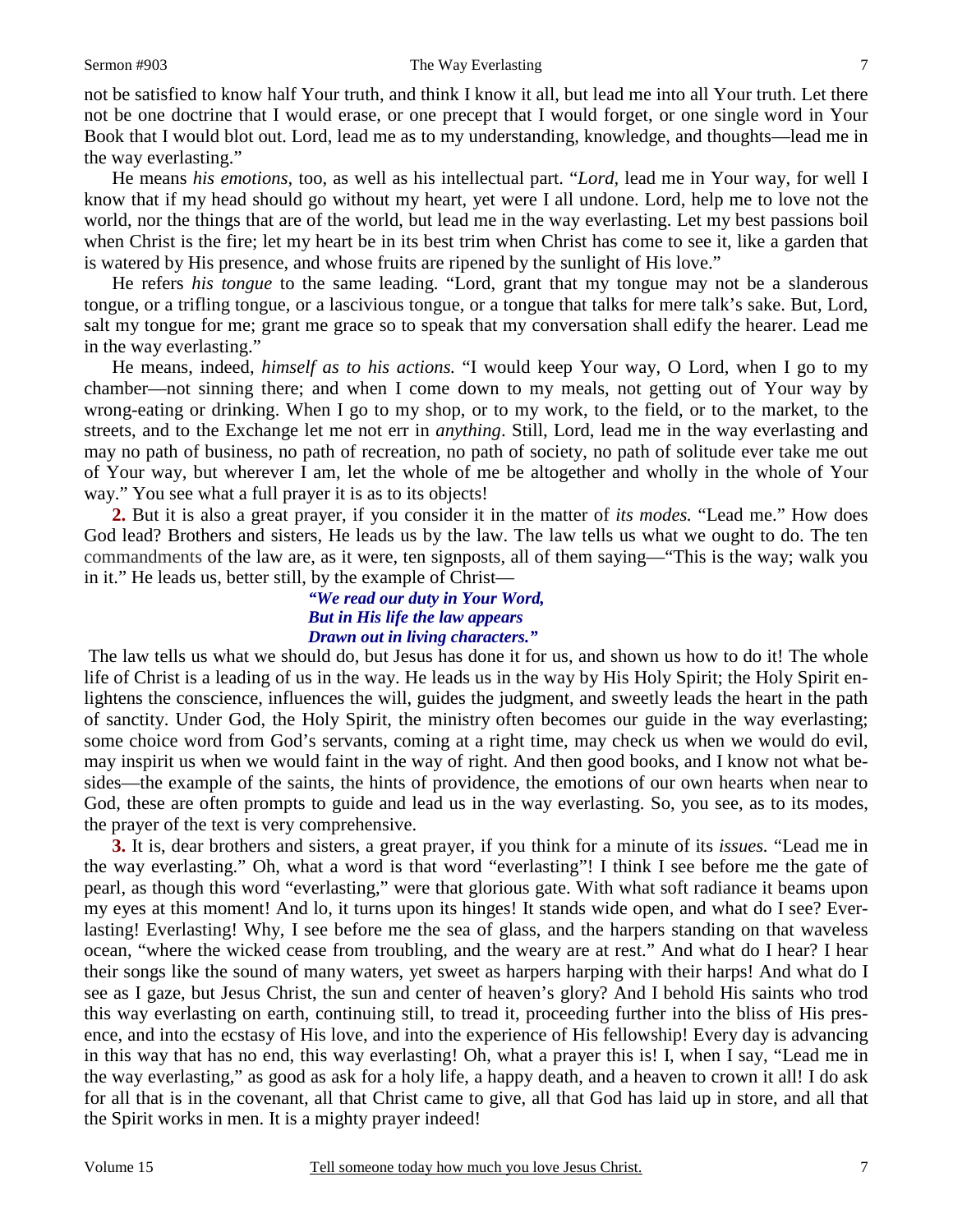not be satisfied to know half Your truth, and think I know it all, but lead me into all Your truth. Let there not be one doctrine that I would erase, or one precept that I would forget, or one single word in Your Book that I would blot out. Lord, lead me as to my understanding, knowledge, and thoughts—lead me in the way everlasting."

He means *his emotions*, too, as well as his intellectual part. "*Lord*, lead me in Your way, for well I know that if my head should go without my heart, yet were I all undone. Lord, help me to love not the world, nor the things that are of the world, but lead me in the way everlasting. Let my best passions boil when Christ is the fire; let my heart be in its best trim when Christ has come to see it, like a garden that is watered by His presence, and whose fruits are ripened by the sunlight of His love."

He refers *his tongue* to the same leading. "Lord, grant that my tongue may not be a slanderous tongue, or a trifling tongue, or a lascivious tongue, or a tongue that talks for mere talk's sake. But, Lord, salt my tongue for me; grant me grace so to speak that my conversation shall edify the hearer. Lead me in the way everlasting."

He means, indeed, *himself as to his actions.* "I would keep Your way, O Lord, when I go to my chamber—not sinning there; and when I come down to my meals, not getting out of Your way by wrong-eating or drinking. When I go to my shop, or to my work, to the field, or to the market, to the streets, and to the Exchange let me not err in *anything*. Still, Lord, lead me in the way everlasting and may no path of business, no path of recreation, no path of society, no path of solitude ever take me out of Your way, but wherever I am, let the whole of me be altogether and wholly in the whole of Your way." You see what a full prayer it is as to its objects!

**2.** But it is also a great prayer, if you consider it in the matter of *its modes.* "Lead me." How does God lead? Brothers and sisters, He leads us by the law. The law tells us what we ought to do. The ten commandments of the law are, as it were, ten signposts, all of them saying—"This is the way; walk you in it." He leads us, better still, by the example of Christ—

> ***"We read our duty in Your Word,***
> ***But in His life the law appears***
> ***Drawn out in living characters."***

The law tells us what we should do, but Jesus has done it for us, and shown us how to do it! The whole life of Christ is a leading of us in the way. He leads us in the way by His Holy Spirit; the Holy Spirit enlightens the conscience, influences the will, guides the judgment, and sweetly leads the heart in the path of sanctity. Under God, the Holy Spirit, the ministry often becomes our guide in the way everlasting; some choice word from God's servants, coming at a right time, may check us when we would do evil, may inspirit us when we would faint in the way of right. And then good books, and I know not what besides—the example of the saints, the hints of providence, the emotions of our own hearts when near to God, these are often prompts to guide and lead us in the way everlasting. So, you see, as to its modes, the prayer of the text is very comprehensive.

**3.** It is, dear brothers and sisters, a great prayer, if you think for a minute of its *issues.* "Lead me in the way everlasting." Oh, what a word is that word "everlasting"! I think I see before me the gate of pearl, as though this word "everlasting," were that glorious gate. With what soft radiance it beams upon my eyes at this moment! And lo, it turns upon its hinges! It stands wide open, and what do I see? Everlasting! Everlasting! Why, I see before me the sea of glass, and the harpers standing on that waveless ocean, "where the wicked cease from troubling, and the weary are at rest." And what do I hear? I hear their songs like the sound of many waters, yet sweet as harpers harping with their harps! And what do I see as I gaze, but Jesus Christ, the sun and center of heaven's glory? And I behold His saints who trod this way everlasting on earth, continuing still, to tread it, proceeding further into the bliss of His presence, and into the ecstasy of His love, and into the experience of His fellowship! Every day is advancing in this way that has no end, this way everlasting! Oh, what a prayer this is! I, when I say, "Lead me in the way everlasting," as good as ask for a holy life, a happy death, and a heaven to crown it all! I do ask for all that is in the covenant, all that Christ came to give, all that God has laid up in store, and all that the Spirit works in men. It is a mighty prayer indeed!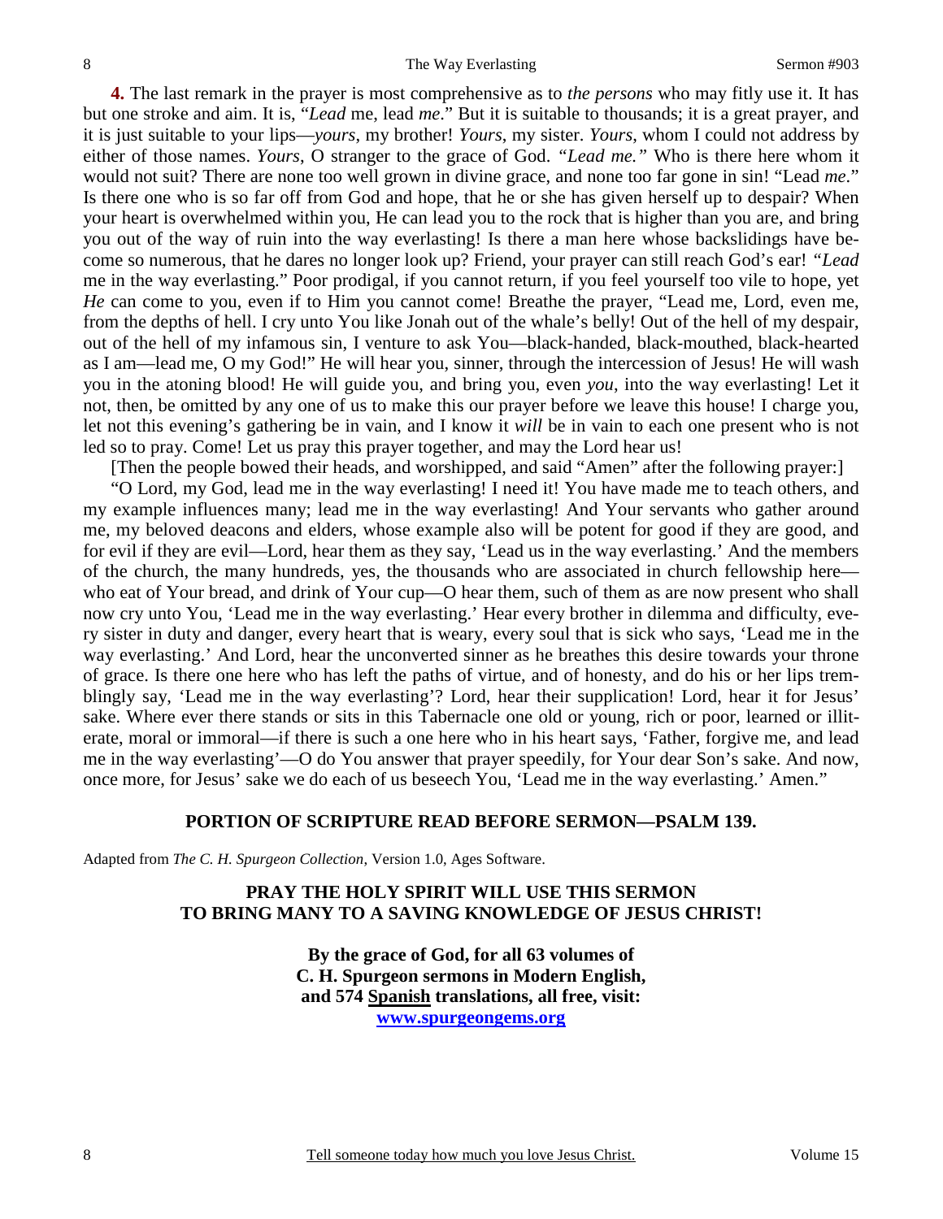**4.** The last remark in the prayer is most comprehensive as to *the persons* who may fitly use it. It has but one stroke and aim. It is, "*Lead* me, lead *me*." But it is suitable to thousands; it is a great prayer, and it is just suitable to your lips—*yours*, my brother! *Yours*, my sister. *Yours*, whom I could not address by either of those names. *Yours*, O stranger to the grace of God. *"Lead me."* Who is there here whom it would not suit? There are none too well grown in divine grace, and none too far gone in sin! "Lead *me*." Is there one who is so far off from God and hope, that he or she has given herself up to despair? When your heart is overwhelmed within you, He can lead you to the rock that is higher than you are, and bring you out of the way of ruin into the way everlasting! Is there a man here whose backslidings have become so numerous, that he dares no longer look up? Friend, your prayer can still reach God's ear! *"Lead* me in the way everlasting." Poor prodigal, if you cannot return, if you feel yourself too vile to hope, yet *He* can come to you, even if to Him you cannot come! Breathe the prayer, "Lead me, Lord, even me, from the depths of hell. I cry unto You like Jonah out of the whale's belly! Out of the hell of my despair, out of the hell of my infamous sin, I venture to ask You—black-handed, black-mouthed, black-hearted as I am—lead me, O my God!" He will hear you, sinner, through the intercession of Jesus! He will wash you in the atoning blood! He will guide you, and bring you, even *you*, into the way everlasting! Let it not, then, be omitted by any one of us to make this our prayer before we leave this house! I charge you, let not this evening's gathering be in vain, and I know it *will* be in vain to each one present who is not led so to pray. Come! Let us pray this prayer together, and may the Lord hear us!

[Then the people bowed their heads, and worshipped, and said "Amen" after the following prayer:]

"O Lord, my God, lead me in the way everlasting! I need it! You have made me to teach others, and my example influences many; lead me in the way everlasting! And Your servants who gather around me, my beloved deacons and elders, whose example also will be potent for good if they are good, and for evil if they are evil—Lord, hear them as they say, 'Lead us in the way everlasting.' And the members of the church, the many hundreds, yes, the thousands who are associated in church fellowship here—who eat of Your bread, and drink of Your cup—O hear them, such of them as are now present who shall now cry unto You, 'Lead me in the way everlasting.' Hear every brother in dilemma and difficulty, every sister in duty and danger, every heart that is weary, every soul that is sick who says, 'Lead me in the way everlasting.' And Lord, hear the unconverted sinner as he breathes this desire towards your throne of grace. Is there one here who has left the paths of virtue, and of honesty, and do his or her lips tremblingly say, 'Lead me in the way everlasting'? Lord, hear their supplication! Lord, hear it for Jesus' sake. Where ever there stands or sits in this Tabernacle one old or young, rich or poor, learned or illiterate, moral or immoral—if there is such a one here who in his heart says, 'Father, forgive me, and lead me in the way everlasting'—O do You answer that prayer speedily, for Your dear Son's sake. And now, once more, for Jesus' sake we do each of us beseech You, 'Lead me in the way everlasting.' Amen."

**PORTION OF SCRIPTURE READ BEFORE SERMON—PSALM 139.**

Adapted from *The C. H. Spurgeon Collection*, Version 1.0, Ages Software.

**PRAY THE HOLY SPIRIT WILL USE THIS SERMON TO BRING MANY TO A SAVING KNOWLEDGE OF JESUS CHRIST!**

**By the grace of God, for all 63 volumes of C. H. Spurgeon sermons in Modern English, and 574 Spanish translations, all free, visit: www.spurgeongems.org**